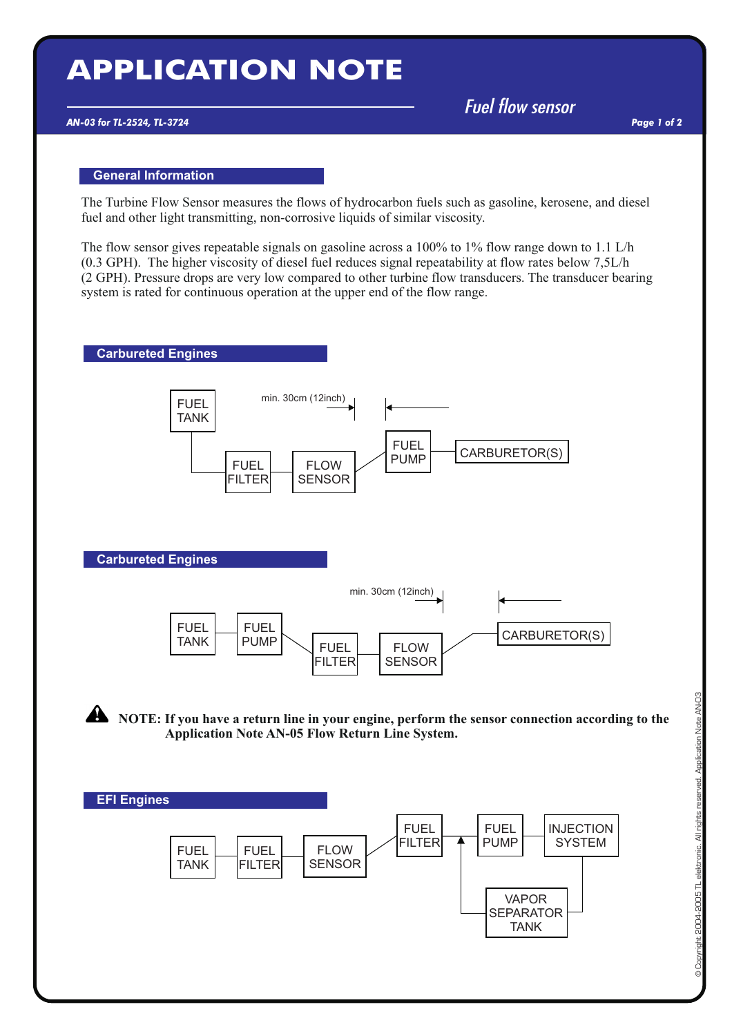# APPLICATION NOTE

**AN-03 for TL-2524, TL-3724**

*Fuel flow sensor*

## General Information

The Turbine Flow Sensor measures the flows of hydrocarbon fuels such as gasoline, kerosene, and diesel fuel and other light transmitting, non-corrosive liquids of similar viscosity.

The flow sensor gives repeatable signals on gasoline across a 100% to 1% flow range down to 1.1 L/h (0.3 GPH). The higher viscosity of diesel fuel reduces signal repeatability at flow rates below 7,5L/h (2 GPH). Pressure drops are very low compared to other turbine flow transducers. The transducer bearing system is rated for continuous operation at the upper end of the flow range.

## Carbureted Engines

FUEL TANK → FUEL FILTER → FLOW SENSOR → FUEL PUMP → CARBURETOR(S)

min. 30cm (12inch)

## Carbureted Engines

FUEL TANK → FUEL PUMP → FUEL FILTER → FLOW SENSOR → CARBURETOR(S)

min. 30cm (12inch)

**NOTE: If you have a return line in your engine, perform the sensor connection according to the Application Note AN-05 Flow Return Line System.**

## EFI Engines

FUEL TANK → FUEL FILTER → FLOW SENSOR → FUEL FILTER → FUEL PUMP → INJECTION SYSTEM

INJECTION SYSTEM → VAPOR SEPARATOR TANK → (return, between FUEL FILTER and FUEL PUMP)

© Copyright 2004-2005 TL elektronic. All rights reserved. Application Note AN-03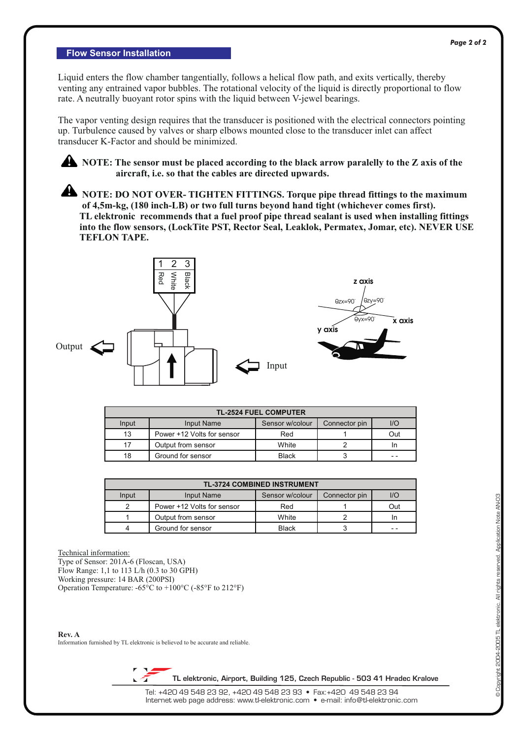## Flow Sensor Installation

Liquid enters the flow chamber tangentially, follows a helical flow path, and exits vertically, thereby venting any entrained vapor bubbles. The rotational velocity of the liquid is directly proportional to flow rate. A neutrally buoyant rotor spins with the liquid between V-jewel bearings.

The vapor venting design requires that the transducer is positioned with the electrical connectors pointing up. Turbulence caused by valves or sharp elbows mounted close to the transducer inlet can affect transducer K-Factor and should be minimized.

**NOTE: The sensor must be placed according to the black arrow paralelly to the Z axis of the aircraft, i.e. so that the cables are directed upwards.**

**NOTE: DO NOT OVER- TIGHTEN FITTINGS. Torque pipe thread fittings to the maximum of 4,5m-kg, (180 inch-LB) or two full turns beyond hand tight (whichever comes first). TL elektronic recommends that a fuel proof pipe thread sealant is used when installing fittings into the flow sensors, (LockTite PST, Rector Seal, Leaklok, Permatex, Jomar, etc). NEVER USE TEFLON TAPE.**

1 2 3
Red White Black

Output

Input

z axis
θzx=90°
θzy=90°
θyx=90°
x axis
y axis

| TL-2524 FUEL COMPUTER | | | | |
|---|---|---|---|---|
| Input | Input Name | Sensor w/colour | Connector pin | I/O |
| 13 | Power +12 Volts for sensor | Red | 1 | Out |
| 17 | Output from sensor | White | 2 | In |
| 18 | Ground for sensor | Black | 3 | - - |

| TL-3724 COMBINED INSTRUMENT | | | | |
|---|---|---|---|---|
| Input | Input Name | Sensor w/colour | Connector pin | I/O |
| 2 | Power +12 Volts for sensor | Red | 1 | Out |
| 1 | Output from sensor | White | 2 | In |
| 4 | Ground for sensor | Black | 3 | - - |

Technical information:
Type of Sensor: 201A-6 (Floscan, USA)
Flow Range: 1,1 to 113 L/h (0.3 to 30 GPH)
Working pressure: 14 BAR (200PSI)
Operation Temperature: -65°C to +100°C (-85°F to 212°F)

**Rev. A**
Information furnished by TL elektronic is believed to be accurate and reliable.

TL elektronic, Airport, Building 125, Czech Republic - 503 41 Hradec Kralove
Tel: +420 49 548 23 92, +420 49 548 23 93 • Fax:+420 49 548 23 94
Internet web page address: www.tl-elektronic.com • e-mail: info@tl-elektronic.com

© Copyright 2004-2005 TL elektronic. All rights reserved. Application Note AN-03